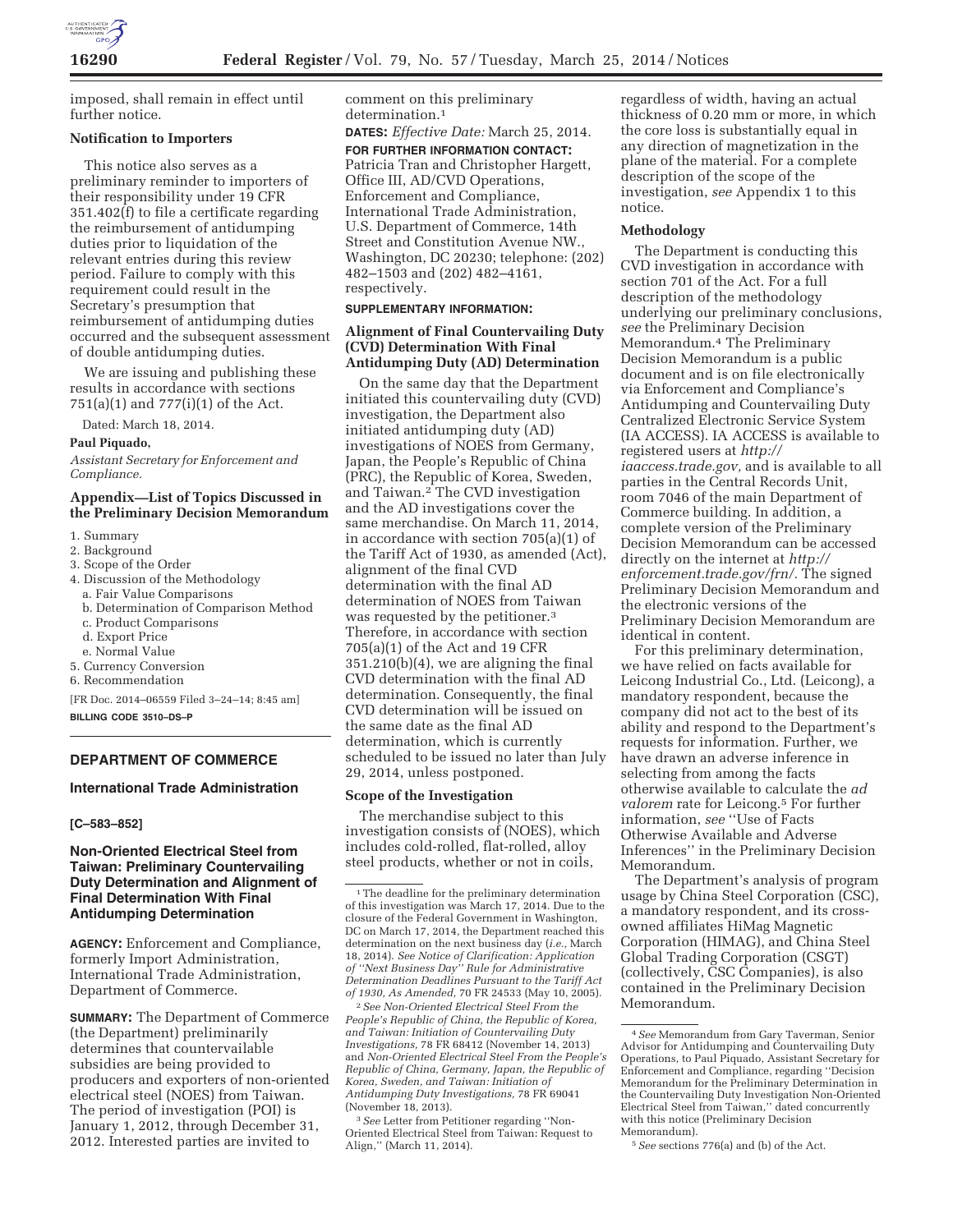imposed, shall remain in effect until further notice.

**Notification to Importers**

This notice also serves as a preliminary reminder to importers of their responsibility under 19 CFR 351.402(f) to file a certificate regarding the reimbursement of antidumping duties prior to liquidation of the relevant entries during this review period. Failure to comply with this requirement could result in the Secretary's presumption that reimbursement of antidumping duties occurred and the subsequent assessment of double antidumping duties.

We are issuing and publishing these results in accordance with sections 751(a)(1) and 777(i)(1) of the Act.

Dated: March 18, 2014.

**Paul Piquado,**

*Assistant Secretary for Enforcement and Compliance.*

**Appendix—List of Topics Discussed in the Preliminary Decision Memorandum**

1. Summary
2. Background
3. Scope of the Order
4. Discussion of the Methodology
   a. Fair Value Comparisons
   b. Determination of Comparison Method
   c. Product Comparisons
   d. Export Price
   e. Normal Value
5. Currency Conversion
6. Recommendation

[FR Doc. 2014–06559 Filed 3–24–14; 8:45 am]

**BILLING CODE 3510–DS–P**

## DEPARTMENT OF COMMERCE

### International Trade Administration

**[C–583–852]**

### Non-Oriented Electrical Steel from Taiwan: Preliminary Countervailing Duty Determination and Alignment of Final Determination With Final Antidumping Determination

**AGENCY:** Enforcement and Compliance, formerly Import Administration, International Trade Administration, Department of Commerce.

**SUMMARY:** The Department of Commerce (the Department) preliminarily determines that countervailable subsidies are being provided to producers and exporters of non-oriented electrical steel (NOES) from Taiwan. The period of investigation (POI) is January 1, 2012, through December 31, 2012. Interested parties are invited to comment on this preliminary determination.[1]

**DATES:** *Effective Date:* March 25, 2014.

**FOR FURTHER INFORMATION CONTACT:** Patricia Tran and Christopher Hargett, Office III, AD/CVD Operations, Enforcement and Compliance, International Trade Administration, U.S. Department of Commerce, 14th Street and Constitution Avenue NW., Washington, DC 20230; telephone: (202) 482–1503 and (202) 482–4161, respectively.

**SUPPLEMENTARY INFORMATION:**

**Alignment of Final Countervailing Duty (CVD) Determination With Final Antidumping Duty (AD) Determination**

On the same day that the Department initiated this countervailing duty (CVD) investigation, the Department also initiated antidumping duty (AD) investigations of NOES from Germany, Japan, the People's Republic of China (PRC), the Republic of Korea, Sweden, and Taiwan.[2] The CVD investigation and the AD investigations cover the same merchandise. On March 11, 2014, in accordance with section 705(a)(1) of the Tariff Act of 1930, as amended (Act), alignment of the final CVD determination with the final AD determination of NOES from Taiwan was requested by the petitioner.[3] Therefore, in accordance with section 705(a)(1) of the Act and 19 CFR 351.210(b)(4), we are aligning the final CVD determination with the final AD determination. Consequently, the final CVD determination will be issued on the same date as the final AD determination, which is currently scheduled to be issued no later than July 29, 2014, unless postponed.

**Scope of the Investigation**

The merchandise subject to this investigation consists of (NOES), which includes cold-rolled, flat-rolled, alloy steel products, whether or not in coils, regardless of width, having an actual thickness of 0.20 mm or more, in which the core loss is substantially equal in any direction of magnetization in the plane of the material. For a complete description of the scope of the investigation, *see* Appendix 1 to this notice.

**Methodology**

The Department is conducting this CVD investigation in accordance with section 701 of the Act. For a full description of the methodology underlying our preliminary conclusions, *see* the Preliminary Decision Memorandum.[4] The Preliminary Decision Memorandum is a public document and is on file electronically via Enforcement and Compliance's Antidumping and Countervailing Duty Centralized Electronic Service System (IA ACCESS). IA ACCESS is available to registered users at *http://iaaccess.trade.gov,* and is available to all parties in the Central Records Unit, room 7046 of the main Department of Commerce building. In addition, a complete version of the Preliminary Decision Memorandum can be accessed directly on the internet at *http://enforcement.trade.gov/frn/.* The signed Preliminary Decision Memorandum and the electronic versions of the Preliminary Decision Memorandum are identical in content.

For this preliminary determination, we have relied on facts available for Leicong Industrial Co., Ltd. (Leicong), a mandatory respondent, because the company did not act to the best of its ability and respond to the Department's requests for information. Further, we have drawn an adverse inference in selecting from among the facts otherwise available to calculate the *ad valorem* rate for Leicong.[5] For further information, *see* ''Use of Facts Otherwise Available and Adverse Inferences'' in the Preliminary Decision Memorandum.

The Department's analysis of program usage by China Steel Corporation (CSC), a mandatory respondent, and its cross-owned affiliates HiMag Magnetic Corporation (HIMAG), and China Steel Global Trading Corporation (CSGT) (collectively, CSC Companies), is also contained in the Preliminary Decision Memorandum.

---

[1] The deadline for the preliminary determination of this investigation was March 17, 2014. Due to the closure of the Federal Government in Washington, DC on March 17, 2014, the Department reached this determination on the next business day (*i.e.,* March 18, 2014). *See Notice of Clarification: Application of ''Next Business Day'' Rule for Administrative Determination Deadlines Pursuant to the Tariff Act of 1930, As Amended,* 70 FR 24533 (May 10, 2005).

[2] *See Non-Oriented Electrical Steel From the People's Republic of China, the Republic of Korea, and Taiwan: Initiation of Countervailing Duty Investigations,* 78 FR 68412 (November 14, 2013) and *Non-Oriented Electrical Steel From the People's Republic of China, Germany, Japan, the Republic of Korea, Sweden, and Taiwan: Initiation of Antidumping Duty Investigations,* 78 FR 69041 (November 18, 2013).

[3] *See* Letter from Petitioner regarding ''Non-Oriented Electrical Steel from Taiwan: Request to Align,'' (March 11, 2014).

[4] *See* Memorandum from Gary Taverman, Senior Advisor for Antidumping and Countervailing Duty Operations, to Paul Piquado, Assistant Secretary for Enforcement and Compliance, regarding ''Decision Memorandum for the Preliminary Determination in the Countervailing Duty Investigation Non-Oriented Electrical Steel from Taiwan,'' dated concurrently with this notice (Preliminary Decision Memorandum).

[5] *See* sections 776(a) and (b) of the Act.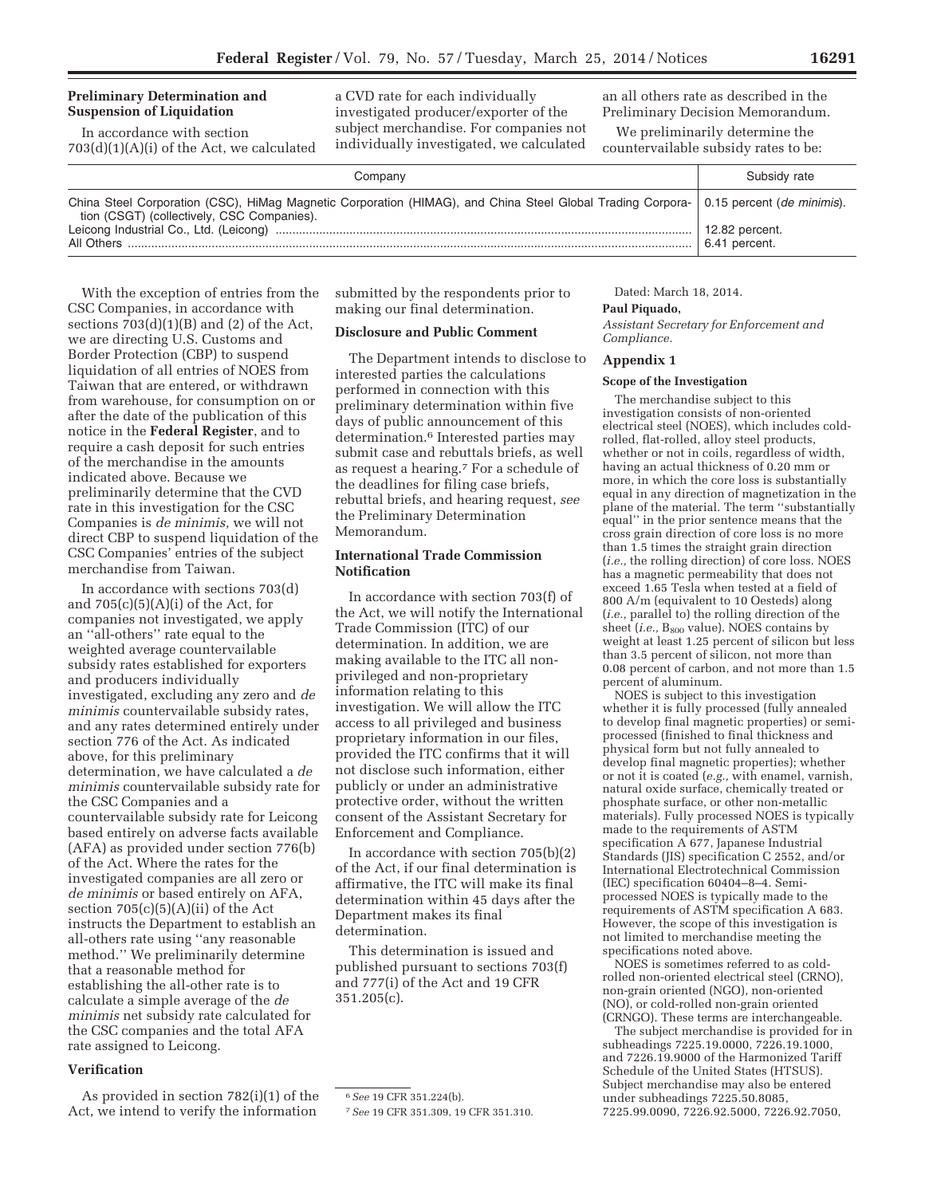### Preliminary Determination and Suspension of Liquidation

In accordance with section 703(d)(1)(A)(i) of the Act, we calculated a CVD rate for each individually investigated producer/exporter of the subject merchandise. For companies not individually investigated, we calculated an all others rate as described in the Preliminary Decision Memorandum.

We preliminarily determine the countervailable subsidy rates to be:

| Company | Subsidy rate |
| --- | --- |
| China Steel Corporation (CSC), HiMag Magnetic Corporation (HIMAG), and China Steel Global Trading Corporation (CSGT) (collectively, CSC Companies). | 0.15 percent (*de minimis*). |
| Leicong Industrial Co., Ltd. (Leicong) | 12.82 percent. |
| All Others | 6.41 percent. |

With the exception of entries from the CSC Companies, in accordance with sections 703(d)(1)(B) and (2) of the Act, we are directing U.S. Customs and Border Protection (CBP) to suspend liquidation of all entries of NOES from Taiwan that are entered, or withdrawn from warehouse, for consumption on or after the date of the publication of this notice in the **Federal Register**, and to require a cash deposit for such entries of the merchandise in the amounts indicated above. Because we preliminarily determine that the CVD rate in this investigation for the CSC Companies is *de minimis,* we will not direct CBP to suspend liquidation of the CSC Companies' entries of the subject merchandise from Taiwan.

In accordance with sections 703(d) and 705(c)(5)(A)(i) of the Act, for companies not investigated, we apply an "all-others" rate equal to the weighted average countervailable subsidy rates established for exporters and producers individually investigated, excluding any zero and *de minimis* countervailable subsidy rates, and any rates determined entirely under section 776 of the Act. As indicated above, for this preliminary determination, we have calculated a *de minimis* countervailable subsidy rate for the CSC Companies and a countervailable subsidy rate for Leicong based entirely on adverse facts available (AFA) as provided under section 776(b) of the Act. Where the rates for the investigated companies are all zero or *de minimis* or based entirely on AFA, section 705(c)(5)(A)(ii) of the Act instructs the Department to establish an all-others rate using "any reasonable method." We preliminarily determine that a reasonable method for establishing the all-other rate is to calculate a simple average of the *de minimis* net subsidy rate calculated for the CSC companies and the total AFA rate assigned to Leicong.

### Verification

As provided in section 782(i)(1) of the Act, we intend to verify the information submitted by the respondents prior to making our final determination.

### Disclosure and Public Comment

The Department intends to disclose to interested parties the calculations performed in connection with this preliminary determination within five days of public announcement of this determination.[6] Interested parties may submit case and rebuttals briefs, as well as request a hearing.[7] For a schedule of the deadlines for filing case briefs, rebuttal briefs, and hearing request, *see* the Preliminary Determination Memorandum.

### International Trade Commission Notification

In accordance with section 703(f) of the Act, we will notify the International Trade Commission (ITC) of our determination. In addition, we are making available to the ITC all non-privileged and non-proprietary information relating to this investigation. We will allow the ITC access to all privileged and business proprietary information in our files, provided the ITC confirms that it will not disclose such information, either publicly or under an administrative protective order, without the written consent of the Assistant Secretary for Enforcement and Compliance.

In accordance with section 705(b)(2) of the Act, if our final determination is affirmative, the ITC will make its final determination within 45 days after the Department makes its final determination.

This determination is issued and published pursuant to sections 703(f) and 777(i) of the Act and 19 CFR 351.205(c).

Dated: March 18, 2014.

**Paul Piquado,**

*Assistant Secretary for Enforcement and Compliance.*

### Appendix 1

**Scope of the Investigation**

The merchandise subject to this investigation consists of non-oriented electrical steel (NOES), which includes cold-rolled, flat-rolled, alloy steel products, whether or not in coils, regardless of width, having an actual thickness of 0.20 mm or more, in which the core loss is substantially equal in any direction of magnetization in the plane of the material. The term "substantially equal" in the prior sentence means that the cross grain direction of core loss is no more than 1.5 times the straight grain direction (*i.e.,* the rolling direction) of core loss. NOES has a magnetic permeability that does not exceed 1.65 Tesla when tested at a field of 800 A/m (equivalent to 10 Oesteds) along (*i.e.,* parallel to) the rolling direction of the sheet (*i.e.,* $B_{800}$ value). NOES contains by weight at least 1.25 percent of silicon but less than 3.5 percent of silicon, not more than 0.08 percent of carbon, and not more than 1.5 percent of aluminum.

NOES is subject to this investigation whether it is fully processed (fully annealed to develop final magnetic properties) or semi-processed (finished to final thickness and physical form but not fully annealed to develop final magnetic properties); whether or not it is coated (*e.g.,* with enamel, varnish, natural oxide surface, chemically treated or phosphate surface, or other non-metallic materials). Fully processed NOES is typically made to the requirements of ASTM specification A 677, Japanese Industrial Standards (JIS) specification C 2552, and/or International Electrotechnical Commission (IEC) specification 60404–8–4. Semi-processed NOES is typically made to the requirements of ASTM specification A 683. However, the scope of this investigation is not limited to merchandise meeting the specifications noted above.

NOES is sometimes referred to as cold-rolled non-oriented electrical steel (CRNO), non-grain oriented (NGO), non-oriented (NO), or cold-rolled non-grain oriented (CRNGO). These terms are interchangeable.

The subject merchandise is provided for in subheadings 7225.19.0000, 7226.19.1000, and 7226.19.9000 of the Harmonized Tariff Schedule of the United States (HTSUS). Subject merchandise may also be entered under subheadings 7225.50.8085, 7225.99.0090, 7226.92.5000, 7226.92.7050,

[6] *See* 19 CFR 351.224(b).

[7] *See* 19 CFR 351.309, 19 CFR 351.310.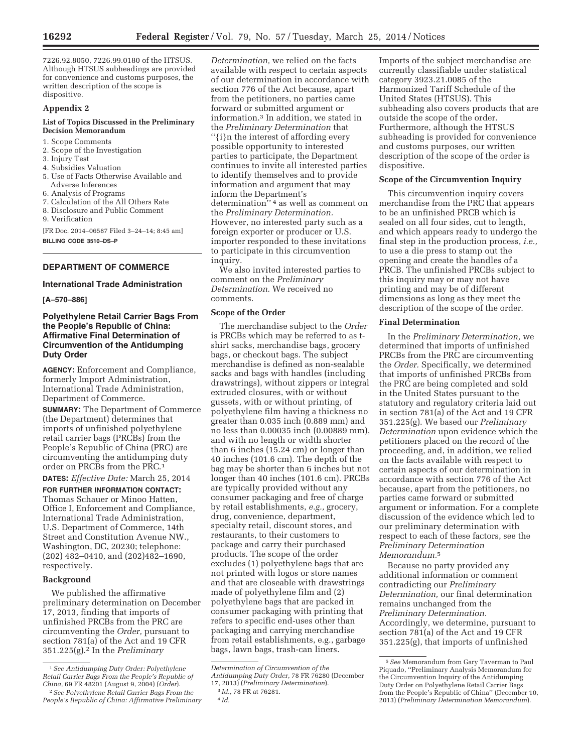7226.92.8050, 7226.99.0180 of the HTSUS. Although HTSUS subheadings are provided for convenience and customs purposes, the written description of the scope is dispositive.

## Appendix 2

### List of Topics Discussed in the Preliminary Decision Memorandum

1. Scope Comments
2. Scope of the Investigation
3. Injury Test
4. Subsidies Valuation
5. Use of Facts Otherwise Available and Adverse Inferences
6. Analysis of Programs
7. Calculation of the All Others Rate
8. Disclosure and Public Comment
9. Verification

[FR Doc. 2014–06587 Filed 3–24–14; 8:45 am]

**BILLING CODE 3510–DS–P**

---

## DEPARTMENT OF COMMERCE

### International Trade Administration

**[A–570–886]**

### Polyethylene Retail Carrier Bags From the People's Republic of China: Affirmative Final Determination of Circumvention of the Antidumping Duty Order

**AGENCY:** Enforcement and Compliance, formerly Import Administration, International Trade Administration, Department of Commerce.

**SUMMARY:** The Department of Commerce (the Department) determines that imports of unfinished polyethylene retail carrier bags (PRCBs) from the People's Republic of China (PRC) are circumventing the antidumping duty order on PRCBs from the PRC.[1]

**DATES:** *Effective Date:* March 25, 2014

**FOR FURTHER INFORMATION CONTACT:** Thomas Schauer or Minoo Hatten, Office I, Enforcement and Compliance, International Trade Administration, U.S. Department of Commerce, 14th Street and Constitution Avenue NW., Washington, DC, 20230; telephone: (202) 482–0410, and (202)482–1690, respectively.

### Background

We published the affirmative preliminary determination on December 17, 2013, finding that imports of unfinished PRCBs from the PRC are circumventing the *Order,* pursuant to section 781(a) of the Act and 19 CFR 351.225(g).[2] In the *Preliminary Determination,* we relied on the facts available with respect to certain aspects of our determination in accordance with section 776 of the Act because, apart from the petitioners, no parties came forward or submitted argument or information.[3] In addition, we stated in the *Preliminary Determination* that ''{i}n the interest of affording every possible opportunity to interested parties to participate, the Department continues to invite all interested parties to identify themselves and to provide information and argument that may inform the Department's determination''[4] as well as comment on the *Preliminary Determination.* However, no interested party such as a foreign exporter or producer or U.S. importer responded to these invitations to participate in this circumvention inquiry.

We also invited interested parties to comment on the *Preliminary Determination.* We received no comments.

### Scope of the Order

The merchandise subject to the *Order* is PRCBs which may be referred to as t-shirt sacks, merchandise bags, grocery bags, or checkout bags. The subject merchandise is defined as non-sealable sacks and bags with handles (including drawstrings), without zippers or integral extruded closures, with or without gussets, with or without printing, of polyethylene film having a thickness no greater than 0.035 inch (0.889 mm) and no less than 0.00035 inch (0.00889 mm), and with no length or width shorter than 6 inches (15.24 cm) or longer than 40 inches (101.6 cm). The depth of the bag may be shorter than 6 inches but not longer than 40 inches (101.6 cm). PRCBs are typically provided without any consumer packaging and free of charge by retail establishments, *e.g.,* grocery, drug, convenience, department, specialty retail, discount stores, and restaurants, to their customers to package and carry their purchased products. The scope of the order excludes (1) polyethylene bags that are not printed with logos or store names and that are closeable with drawstrings made of polyethylene film and (2) polyethylene bags that are packed in consumer packaging with printing that refers to specific end-uses other than packaging and carrying merchandise from retail establishments, e.g., garbage bags, lawn bags, trash-can liners.

Imports of the subject merchandise are currently classifiable under statistical category 3923.21.0085 of the Harmonized Tariff Schedule of the United States (HTSUS). This subheading also covers products that are outside the scope of the order. Furthermore, although the HTSUS subheading is provided for convenience and customs purposes, our written description of the scope of the order is dispositive.

### Scope of the Circumvention Inquiry

This circumvention inquiry covers merchandise from the PRC that appears to be an unfinished PRCB which is sealed on all four sides, cut to length, and which appears ready to undergo the final step in the production process, *i.e.,* to use a die press to stamp out the opening and create the handles of a PRCB. The unfinished PRCBs subject to this inquiry may or may not have printing and may be of different dimensions as long as they meet the description of the scope of the order.

### Final Determination

In the *Preliminary Determination,* we determined that imports of unfinished PRCBs from the PRC are circumventing the *Order.* Specifically, we determined that imports of unfinished PRCBs from the PRC are being completed and sold in the United States pursuant to the statutory and regulatory criteria laid out in section 781(a) of the Act and 19 CFR 351.225(g). We based our *Preliminary Determination* upon evidence which the petitioners placed on the record of the proceeding, and, in addition, we relied on the facts available with respect to certain aspects of our determination in accordance with section 776 of the Act because, apart from the petitioners, no parties came forward or submitted argument or information. For a complete discussion of the evidence which led to our preliminary determination with respect to each of these factors, see the *Preliminary Determination Memorandum.*[5]

Because no party provided any additional information or comment contradicting our *Preliminary Determination,* our final determination remains unchanged from the *Preliminary Determination.* Accordingly, we determine, pursuant to section 781(a) of the Act and 19 CFR 351.225(g), that imports of unfinished

---

[1] *See Antidumping Duty Order: Polyethylene Retail Carrier Bags From the People's Republic of China,* 69 FR 48201 (August 9, 2004) (*Order*).

[2] *See Polyethylene Retail Carrier Bags From the People's Republic of China: Affirmative Preliminary Determination of Circumvention of the Antidumping Duty Order,* 78 FR 76280 (December 17, 2013) (*Preliminary Determination*).

[3] *Id.,* 78 FR at 76281.

[4] *Id.*

[5] *See* Memorandum from Gary Taverman to Paul Piquado, ''Preliminary Analysis Memorandum for the Circumvention Inquiry of the Antidumping Duty Order on Polyethylene Retail Carrier Bags from the People's Republic of China'' (December 10, 2013) (*Preliminary Determination Memorandum*).